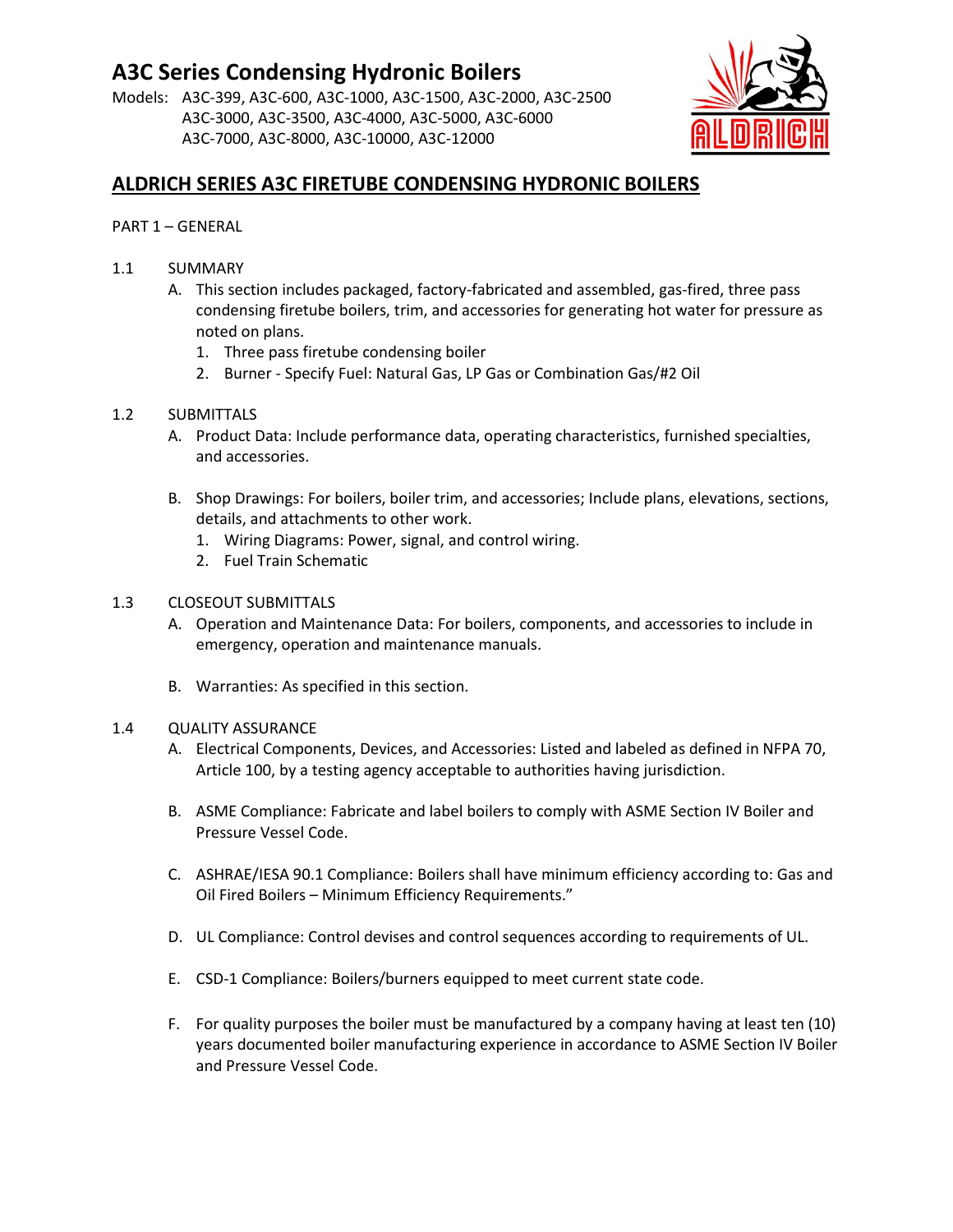# A3C Series Condensing Hydronic Boilers

Models: A3C-399, A3C-600, A3C-1000, A3C-1500, A3C-2000, A3C-2500
A3C-3000, A3C-3500, A3C-4000, A3C-5000, A3C-6000
A3C-7000, A3C-8000, A3C-10000, A3C-12000

## ALDRICH SERIES A3C FIRETUBE CONDENSING HYDRONIC BOILERS

PART 1 – GENERAL

1.1 SUMMARY

A. This section includes packaged, factory-fabricated and assembled, gas-fired, three pass condensing firetube boilers, trim, and accessories for generating hot water for pressure as noted on plans.
   1. Three pass firetube condensing boiler
   2. Burner - Specify Fuel: Natural Gas, LP Gas or Combination Gas/#2 Oil

1.2 SUBMITTALS

A. Product Data: Include performance data, operating characteristics, furnished specialties, and accessories.

B. Shop Drawings: For boilers, boiler trim, and accessories; Include plans, elevations, sections, details, and attachments to other work.
   1. Wiring Diagrams: Power, signal, and control wiring.
   2. Fuel Train Schematic

1.3 CLOSEOUT SUBMITTALS

A. Operation and Maintenance Data: For boilers, components, and accessories to include in emergency, operation and maintenance manuals.

B. Warranties: As specified in this section.

1.4 QUALITY ASSURANCE

A. Electrical Components, Devices, and Accessories: Listed and labeled as defined in NFPA 70, Article 100, by a testing agency acceptable to authorities having jurisdiction.

B. ASME Compliance: Fabricate and label boilers to comply with ASME Section IV Boiler and Pressure Vessel Code.

C. ASHRAE/IESA 90.1 Compliance: Boilers shall have minimum efficiency according to: Gas and Oil Fired Boilers – Minimum Efficiency Requirements."

D. UL Compliance: Control devises and control sequences according to requirements of UL.

E. CSD-1 Compliance: Boilers/burners equipped to meet current state code.

F. For quality purposes the boiler must be manufactured by a company having at least ten (10) years documented boiler manufacturing experience in accordance to ASME Section IV Boiler and Pressure Vessel Code.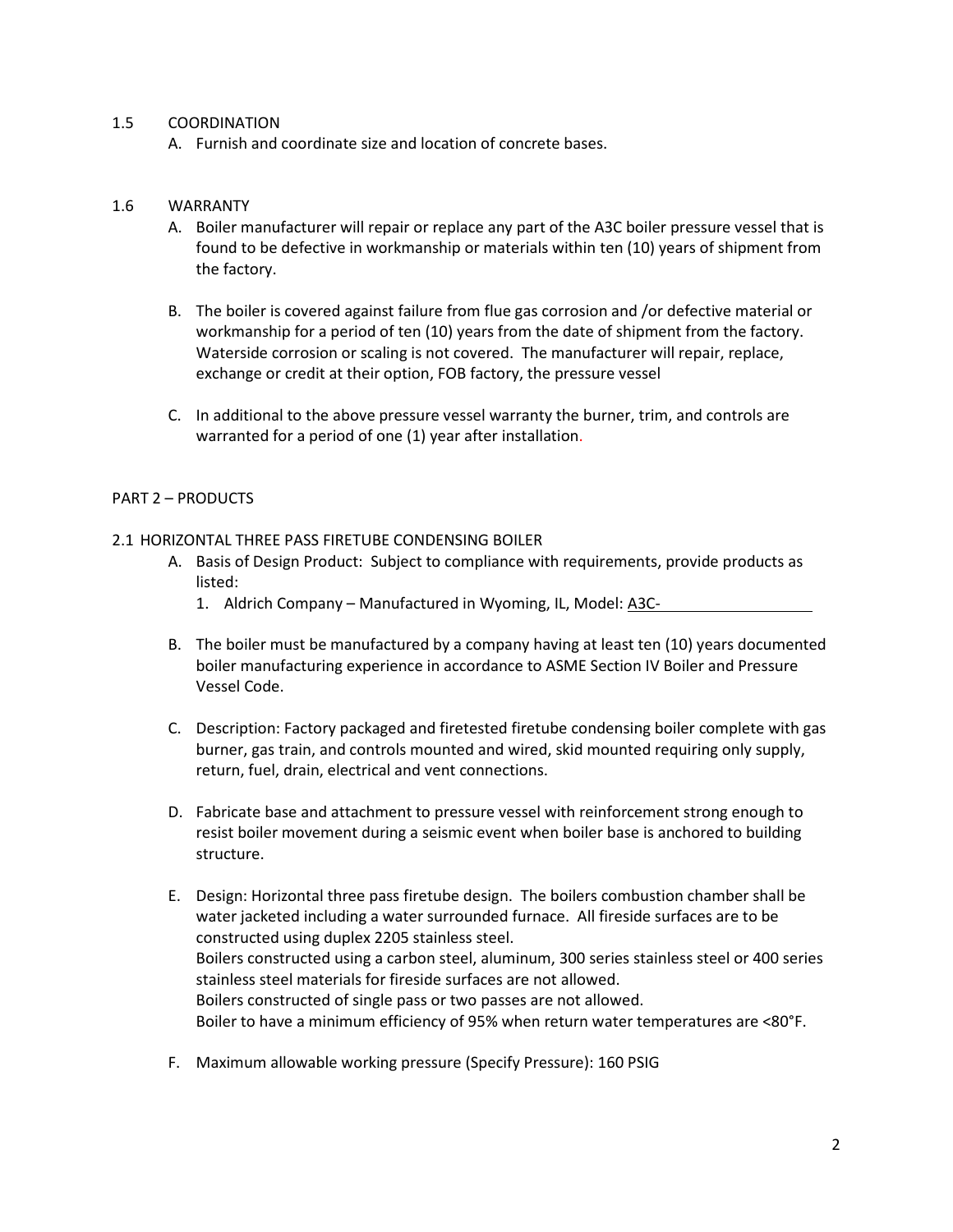## 1.5 COORDINATION

A. Furnish and coordinate size and location of concrete bases.

## 1.6 WARRANTY

A. Boiler manufacturer will repair or replace any part of the A3C boiler pressure vessel that is found to be defective in workmanship or materials within ten (10) years of shipment from the factory.

B. The boiler is covered against failure from flue gas corrosion and /or defective material or workmanship for a period of ten (10) years from the date of shipment from the factory. Waterside corrosion or scaling is not covered. The manufacturer will repair, replace, exchange or credit at their option, FOB factory, the pressure vessel

C. In additional to the above pressure vessel warranty the burner, trim, and controls are warranted for a period of one (1) year after installation.

# PART 2 – PRODUCTS

## 2.1 HORIZONTAL THREE PASS FIRETUBE CONDENSING BOILER

A. Basis of Design Product: Subject to compliance with requirements, provide products as listed:
   1. Aldrich Company – Manufactured in Wyoming, IL, Model: A3C-\_\_\_\_\_\_\_\_\_\_\_\_\_\_\_\_\_\_

B. The boiler must be manufactured by a company having at least ten (10) years documented boiler manufacturing experience in accordance to ASME Section IV Boiler and Pressure Vessel Code.

C. Description: Factory packaged and firetested firetube condensing boiler complete with gas burner, gas train, and controls mounted and wired, skid mounted requiring only supply, return, fuel, drain, electrical and vent connections.

D. Fabricate base and attachment to pressure vessel with reinforcement strong enough to resist boiler movement during a seismic event when boiler base is anchored to building structure.

E. Design: Horizontal three pass firetube design. The boilers combustion chamber shall be water jacketed including a water surrounded furnace. All fireside surfaces are to be constructed using duplex 2205 stainless steel.
   Boilers constructed using a carbon steel, aluminum, 300 series stainless steel or 400 series stainless steel materials for fireside surfaces are not allowed.
   Boilers constructed of single pass or two passes are not allowed.
   Boiler to have a minimum efficiency of 95% when return water temperatures are <80°F.

F. Maximum allowable working pressure (Specify Pressure): 160 PSIG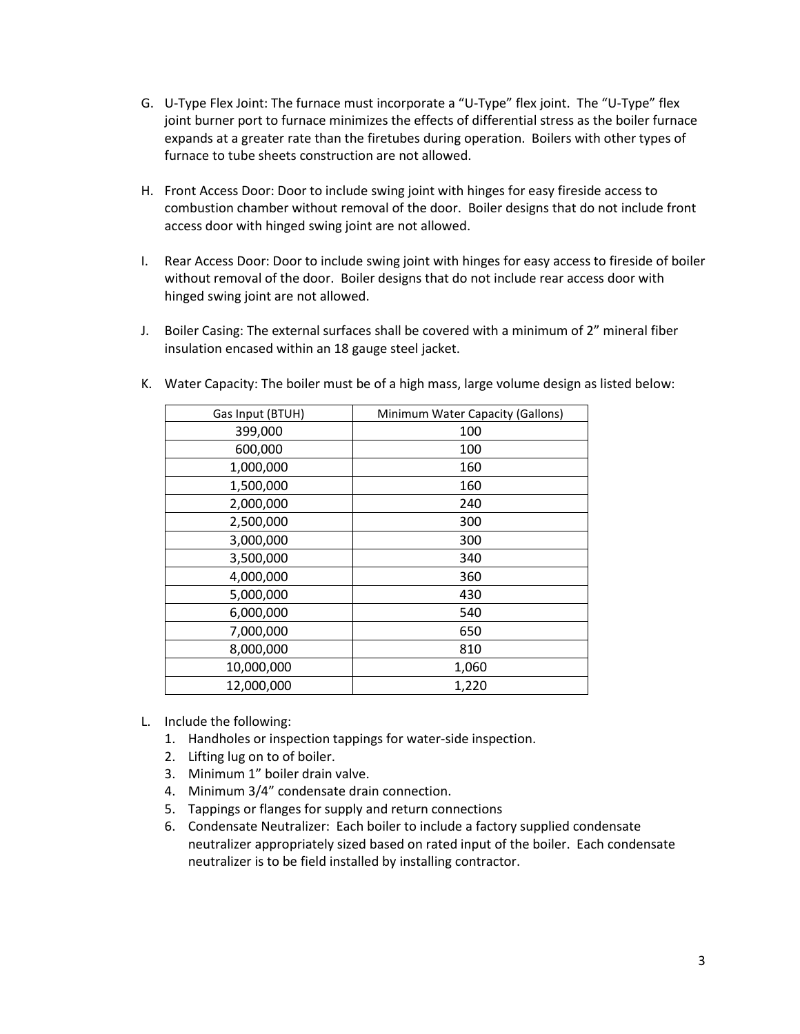G. U-Type Flex Joint: The furnace must incorporate a "U-Type" flex joint. The "U-Type" flex joint burner port to furnace minimizes the effects of differential stress as the boiler furnace expands at a greater rate than the firetubes during operation. Boilers with other types of furnace to tube sheets construction are not allowed.

H. Front Access Door: Door to include swing joint with hinges for easy fireside access to combustion chamber without removal of the door. Boiler designs that do not include front access door with hinged swing joint are not allowed.

I. Rear Access Door: Door to include swing joint with hinges for easy access to fireside of boiler without removal of the door. Boiler designs that do not include rear access door with hinged swing joint are not allowed.

J. Boiler Casing: The external surfaces shall be covered with a minimum of 2" mineral fiber insulation encased within an 18 gauge steel jacket.

K. Water Capacity: The boiler must be of a high mass, large volume design as listed below:

| Gas Input (BTUH) | Minimum Water Capacity (Gallons) |
|---|---|
| 399,000 | 100 |
| 600,000 | 100 |
| 1,000,000 | 160 |
| 1,500,000 | 160 |
| 2,000,000 | 240 |
| 2,500,000 | 300 |
| 3,000,000 | 300 |
| 3,500,000 | 340 |
| 4,000,000 | 360 |
| 5,000,000 | 430 |
| 6,000,000 | 540 |
| 7,000,000 | 650 |
| 8,000,000 | 810 |
| 10,000,000 | 1,060 |
| 12,000,000 | 1,220 |

L. Include the following:
   1. Handholes or inspection tappings for water-side inspection.
   2. Lifting lug on to of boiler.
   3. Minimum 1" boiler drain valve.
   4. Minimum 3/4" condensate drain connection.
   5. Tappings or flanges for supply and return connections
   6. Condensate Neutralizer: Each boiler to include a factory supplied condensate neutralizer appropriately sized based on rated input of the boiler. Each condensate neutralizer is to be field installed by installing contractor.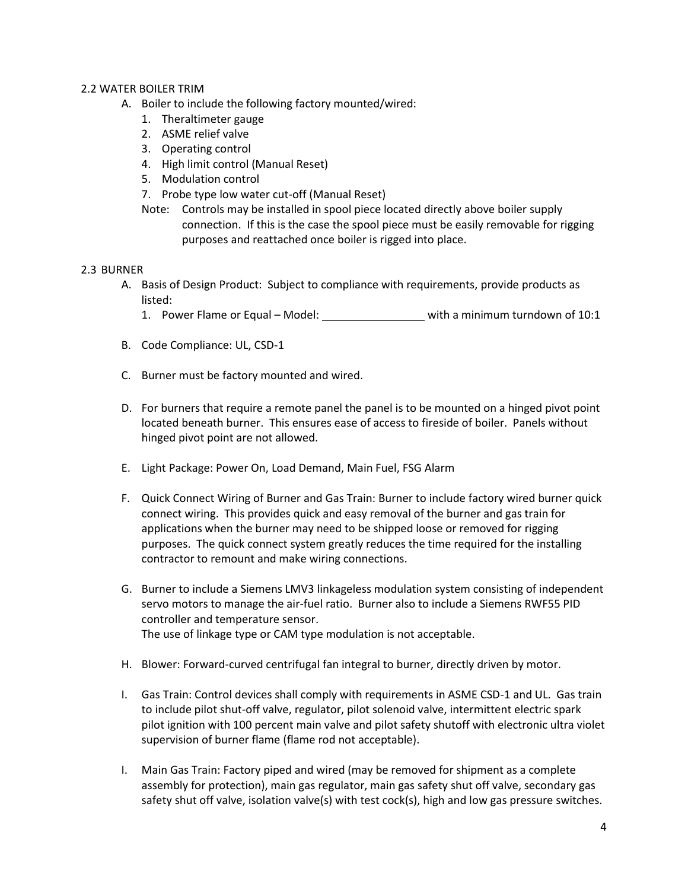2.2 WATER BOILER TRIM

A. Boiler to include the following factory mounted/wired:
   1. Theraltimeter gauge
   2. ASME relief valve
   3. Operating control
   4. High limit control (Manual Reset)
   5. Modulation control
   7. Probe type low water cut-off (Manual Reset)

   Note: Controls may be installed in spool piece located directly above boiler supply connection. If this is the case the spool piece must be easily removable for rigging purposes and reattached once boiler is rigged into place.

2.3 BURNER

A. Basis of Design Product: Subject to compliance with requirements, provide products as listed:
   1. Power Flame or Equal – Model: ________________ with a minimum turndown of 10:1

B. Code Compliance: UL, CSD-1

C. Burner must be factory mounted and wired.

D. For burners that require a remote panel the panel is to be mounted on a hinged pivot point located beneath burner. This ensures ease of access to fireside of boiler. Panels without hinged pivot point are not allowed.

E. Light Package: Power On, Load Demand, Main Fuel, FSG Alarm

F. Quick Connect Wiring of Burner and Gas Train: Burner to include factory wired burner quick connect wiring. This provides quick and easy removal of the burner and gas train for applications when the burner may need to be shipped loose or removed for rigging purposes. The quick connect system greatly reduces the time required for the installing contractor to remount and make wiring connections.

G. Burner to include a Siemens LMV3 linkageless modulation system consisting of independent servo motors to manage the air-fuel ratio. Burner also to include a Siemens RWF55 PID controller and temperature sensor.
   The use of linkage type or CAM type modulation is not acceptable.

H. Blower: Forward-curved centrifugal fan integral to burner, directly driven by motor.

I. Gas Train: Control devices shall comply with requirements in ASME CSD-1 and UL. Gas train to include pilot shut-off valve, regulator, pilot solenoid valve, intermittent electric spark pilot ignition with 100 percent main valve and pilot safety shutoff with electronic ultra violet supervision of burner flame (flame rod not acceptable).

I. Main Gas Train: Factory piped and wired (may be removed for shipment as a complete assembly for protection), main gas regulator, main gas safety shut off valve, secondary gas safety shut off valve, isolation valve(s) with test cock(s), high and low gas pressure switches.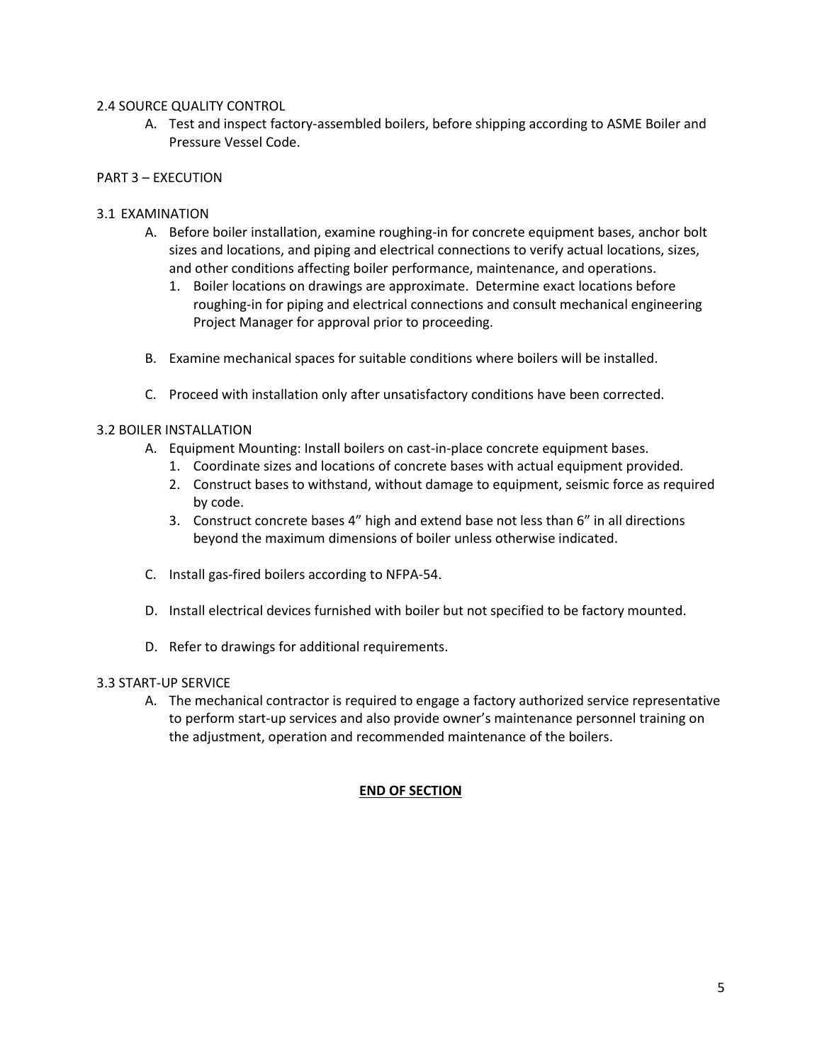2.4 SOURCE QUALITY CONTROL

A. Test and inspect factory-assembled boilers, before shipping according to ASME Boiler and Pressure Vessel Code.

PART 3 – EXECUTION

3.1 EXAMINATION

A. Before boiler installation, examine roughing-in for concrete equipment bases, anchor bolt sizes and locations, and piping and electrical connections to verify actual locations, sizes, and other conditions affecting boiler performance, maintenance, and operations.
   1. Boiler locations on drawings are approximate. Determine exact locations before roughing-in for piping and electrical connections and consult mechanical engineering Project Manager for approval prior to proceeding.

B. Examine mechanical spaces for suitable conditions where boilers will be installed.

C. Proceed with installation only after unsatisfactory conditions have been corrected.

3.2 BOILER INSTALLATION

A. Equipment Mounting: Install boilers on cast-in-place concrete equipment bases.
   1. Coordinate sizes and locations of concrete bases with actual equipment provided.
   2. Construct bases to withstand, without damage to equipment, seismic force as required by code.
   3. Construct concrete bases 4” high and extend base not less than 6” in all directions beyond the maximum dimensions of boiler unless otherwise indicated.

C. Install gas-fired boilers according to NFPA-54.

D. Install electrical devices furnished with boiler but not specified to be factory mounted.

D. Refer to drawings for additional requirements.

3.3 START-UP SERVICE

A. The mechanical contractor is required to engage a factory authorized service representative to perform start-up services and also provide owner’s maintenance personnel training on the adjustment, operation and recommended maintenance of the boilers.

**END OF SECTION**